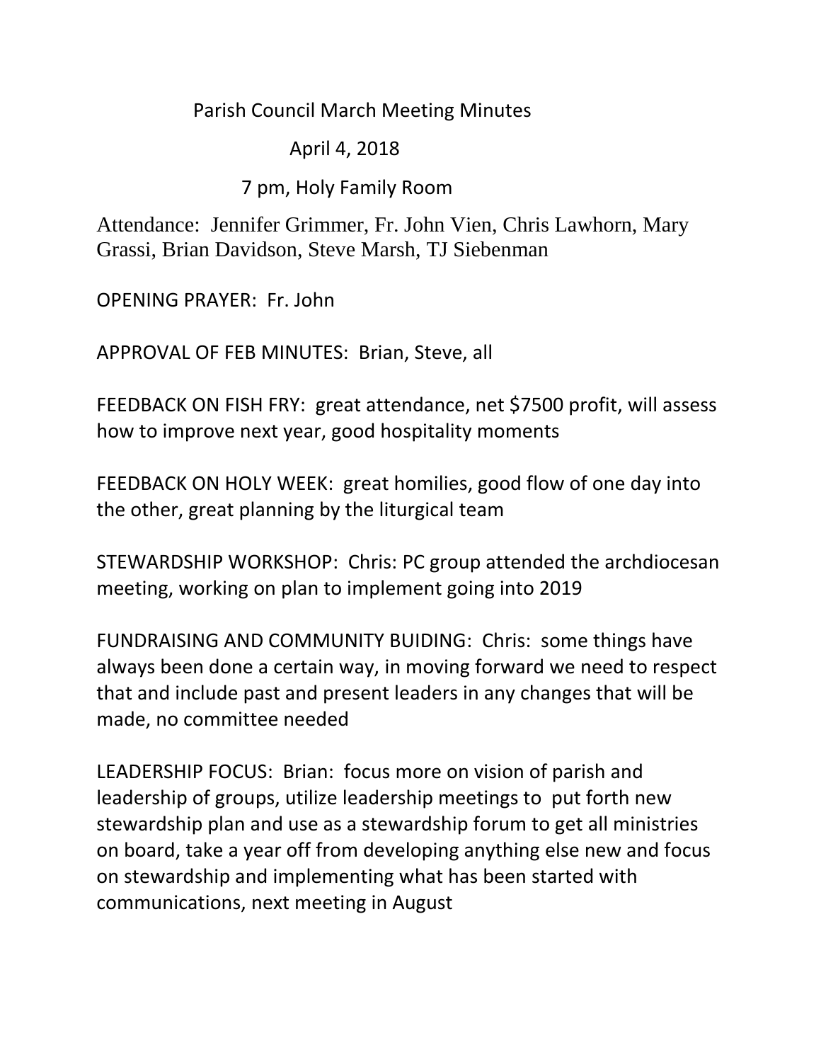# Parish Council March Meeting Minutes

April 4, 2018

7 pm, Holy Family Room

Attendance: Jennifer Grimmer, Fr. John Vien, Chris Lawhorn, Mary Grassi, Brian Davidson, Steve Marsh, TJ Siebenman

OPENING PRAYER: Fr. John

APPROVAL OF FEB MINUTES: Brian, Steve, all

FEEDBACK ON FISH FRY: great attendance, net $7500 profit, will assess how to improve next year, good hospitality moments

FEEDBACK ON HOLY WEEK: great homilies, good flow of one day into the other, great planning by the liturgical team

STEWARDSHIP WORKSHOP: Chris: PC group attended the archdiocesan meeting, working on plan to implement going into 2019

FUNDRAISING AND COMMUNITY BUIDING: Chris: some things have always been done a certain way, in moving forward we need to respect that and include past and present leaders in any changes that will be made, no committee needed

LEADERSHIP FOCUS: Brian: focus more on vision of parish and leadership of groups, utilize leadership meetings to put forth new stewardship plan and use as a stewardship forum to get all ministries on board, take a year off from developing anything else new and focus on stewardship and implementing what has been started with communications, next meeting in August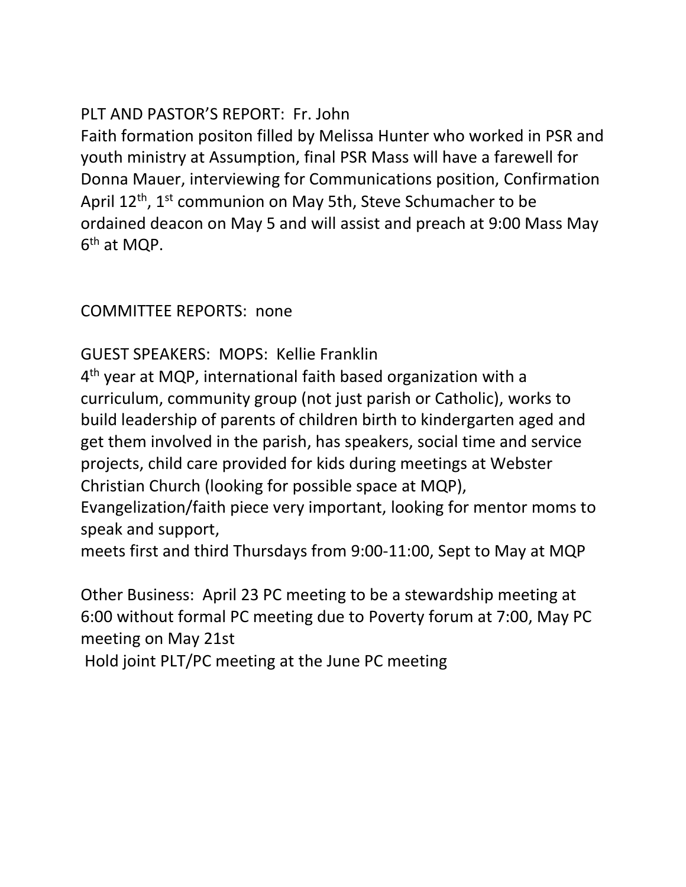PLT AND PASTOR'S REPORT: Fr. John

Faith formation positon filled by Melissa Hunter who worked in PSR and youth ministry at Assumption, final PSR Mass will have a farewell for Donna Mauer, interviewing for Communications position, Confirmation April 12th, 1st communion on May 5th, Steve Schumacher to be ordained deacon on May 5 and will assist and preach at 9:00 Mass May 6th at MQP.

COMMITTEE REPORTS: none

GUEST SPEAKERS: MOPS: Kellie Franklin

4th year at MQP, international faith based organization with a curriculum, community group (not just parish or Catholic), works to build leadership of parents of children birth to kindergarten aged and get them involved in the parish, has speakers, social time and service projects, child care provided for kids during meetings at Webster Christian Church (looking for possible space at MQP), Evangelization/faith piece very important, looking for mentor moms to speak and support,

meets first and third Thursdays from 9:00-11:00, Sept to May at MQP

Other Business: April 23 PC meeting to be a stewardship meeting at 6:00 without formal PC meeting due to Poverty forum at 7:00, May PC meeting on May 21st

Hold joint PLT/PC meeting at the June PC meeting